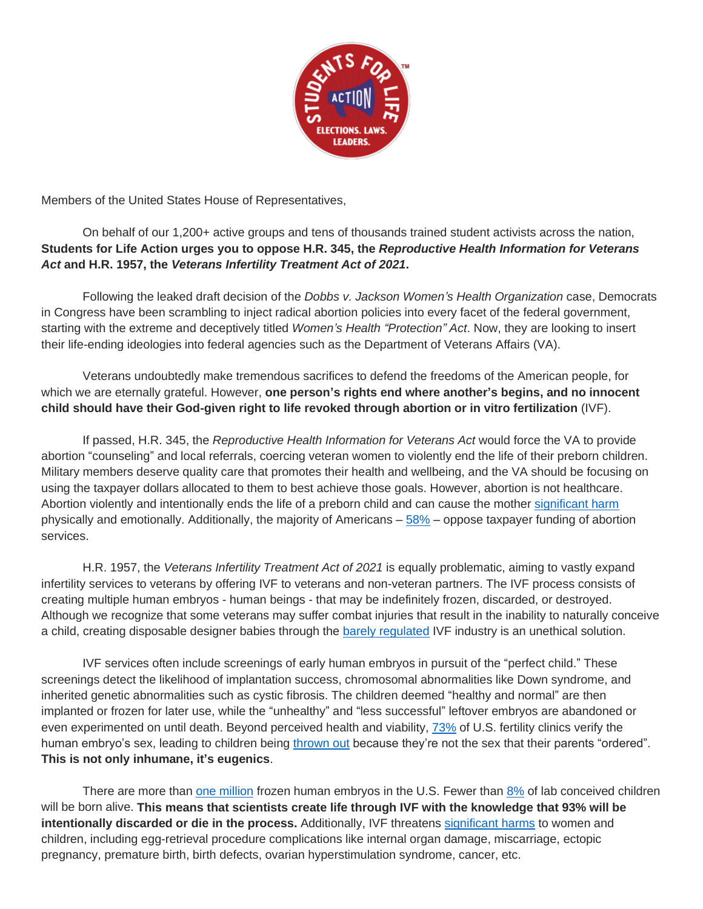Members of the United States House of Representatives,

On behalf of our 1,200+ active groups and tens of thousands trained student activists across the nation, **Students for Life Action urges you to oppose H.R. 345, the *Reproductive Health Information for Veterans Act* and H.R. 1957, the *Veterans Infertility Treatment Act of 2021*.**

Following the leaked draft decision of the *Dobbs v. Jackson Women's Health Organization* case, Democrats in Congress have been scrambling to inject radical abortion policies into every facet of the federal government, starting with the extreme and deceptively titled *Women's Health "Protection" Act*. Now, they are looking to insert their life-ending ideologies into federal agencies such as the Department of Veterans Affairs (VA).

Veterans undoubtedly make tremendous sacrifices to defend the freedoms of the American people, for which we are eternally grateful. However, **one person's rights end where another's begins, and no innocent child should have their God-given right to life revoked through abortion or in vitro fertilization** (IVF).

If passed, H.R. 345, the *Reproductive Health Information for Veterans Act* would force the VA to provide abortion "counseling" and local referrals, coercing veteran women to violently end the life of their preborn children. Military members deserve quality care that promotes their health and wellbeing, and the VA should be focusing on using the taxpayer dollars allocated to them to best achieve those goals. However, abortion is not healthcare. Abortion violently and intentionally ends the life of a preborn child and can cause the mother significant harm physically and emotionally. Additionally, the majority of Americans – 58% – oppose taxpayer funding of abortion services.

H.R. 1957, the *Veterans Infertility Treatment Act of 2021* is equally problematic, aiming to vastly expand infertility services to veterans by offering IVF to veterans and non-veteran partners. The IVF process consists of creating multiple human embryos - human beings - that may be indefinitely frozen, discarded, or destroyed. Although we recognize that some veterans may suffer combat injuries that result in the inability to naturally conceive a child, creating disposable designer babies through the barely regulated IVF industry is an unethical solution.

IVF services often include screenings of early human embryos in pursuit of the "perfect child." These screenings detect the likelihood of implantation success, chromosomal abnormalities like Down syndrome, and inherited genetic abnormalities such as cystic fibrosis. The children deemed "healthy and normal" are then implanted or frozen for later use, while the "unhealthy" and "less successful" leftover embryos are abandoned or even experimented on until death. Beyond perceived health and viability, 73% of U.S. fertility clinics verify the human embryo's sex, leading to children being thrown out because they're not the sex that their parents "ordered". **This is not only inhumane, it's eugenics**.

There are more than one million frozen human embryos in the U.S. Fewer than 8% of lab conceived children will be born alive. **This means that scientists create life through IVF with the knowledge that 93% will be intentionally discarded or die in the process.** Additionally, IVF threatens significant harms to women and children, including egg-retrieval procedure complications like internal organ damage, miscarriage, ectopic pregnancy, premature birth, birth defects, ovarian hyperstimulation syndrome, cancer, etc.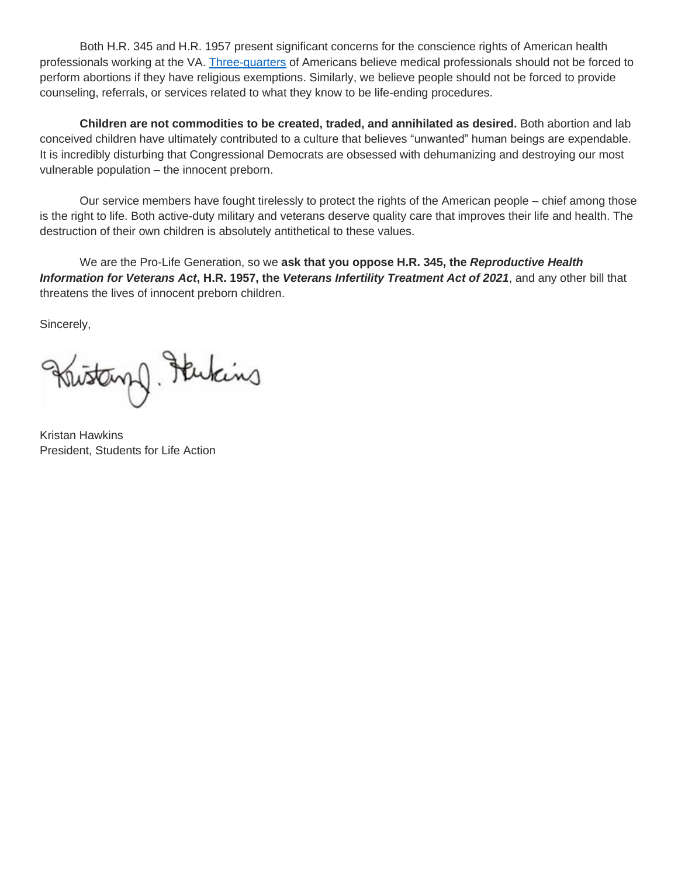Both H.R. 345 and H.R. 1957 present significant concerns for the conscience rights of American health professionals working at the VA. [Three-quarters] of Americans believe medical professionals should not be forced to perform abortions if they have religious exemptions. Similarly, we believe people should not be forced to provide counseling, referrals, or services related to what they know to be life-ending procedures.

**Children are not commodities to be created, traded, and annihilated as desired.** Both abortion and lab conceived children have ultimately contributed to a culture that believes "unwanted" human beings are expendable. It is incredibly disturbing that Congressional Democrats are obsessed with dehumanizing and destroying our most vulnerable population – the innocent preborn.

Our service members have fought tirelessly to protect the rights of the American people – chief among those is the right to life. Both active-duty military and veterans deserve quality care that improves their life and health. The destruction of their own children is absolutely antithetical to these values.

We are the Pro-Life Generation, so we **ask that you oppose H.R. 345, the *Reproductive Health Information for Veterans Act*, H.R. 1957, the *Veterans Infertility Treatment Act of 2021***, and any other bill that threatens the lives of innocent preborn children.

Sincerely,

Kristan Hawkins
President, Students for Life Action